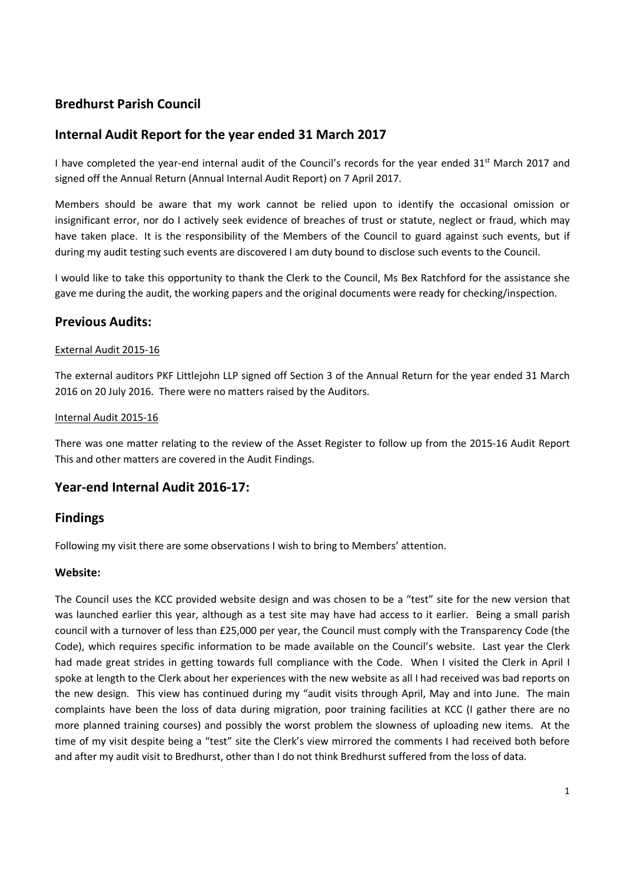## Bredhurst Parish Council

## Internal Audit Report for the year ended 31 March 2017

I have completed the year-end internal audit of the Council's records for the year ended 31st March 2017 and signed off the Annual Return (Annual Internal Audit Report) on 7 April 2017.

Members should be aware that my work cannot be relied upon to identify the occasional omission or insignificant error, nor do I actively seek evidence of breaches of trust or statute, neglect or fraud, which may have taken place. It is the responsibility of the Members of the Council to guard against such events, but if during my audit testing such events are discovered I am duty bound to disclose such events to the Council.

I would like to take this opportunity to thank the Clerk to the Council, Ms Bex Ratchford for the assistance she gave me during the audit, the working papers and the original documents were ready for checking/inspection.

## Previous Audits:

External Audit 2015-16

The external auditors PKF Littlejohn LLP signed off Section 3 of the Annual Return for the year ended 31 March 2016 on 20 July 2016. There were no matters raised by the Auditors.

Internal Audit 2015-16

There was one matter relating to the review of the Asset Register to follow up from the 2015-16 Audit Report This and other matters are covered in the Audit Findings.

## Year-end Internal Audit 2016-17:

## Findings

Following my visit there are some observations I wish to bring to Members' attention.

### Website:

The Council uses the KCC provided website design and was chosen to be a "test" site for the new version that was launched earlier this year, although as a test site may have had access to it earlier. Being a small parish council with a turnover of less than £25,000 per year, the Council must comply with the Transparency Code (the Code), which requires specific information to be made available on the Council's website. Last year the Clerk had made great strides in getting towards full compliance with the Code. When I visited the Clerk in April I spoke at length to the Clerk about her experiences with the new website as all I had received was bad reports on the new design. This view has continued during my "audit visits through April, May and into June. The main complaints have been the loss of data during migration, poor training facilities at KCC (I gather there are no more planned training courses) and possibly the worst problem the slowness of uploading new items. At the time of my visit despite being a "test" site the Clerk's view mirrored the comments I had received both before and after my audit visit to Bredhurst, other than I do not think Bredhurst suffered from the loss of data.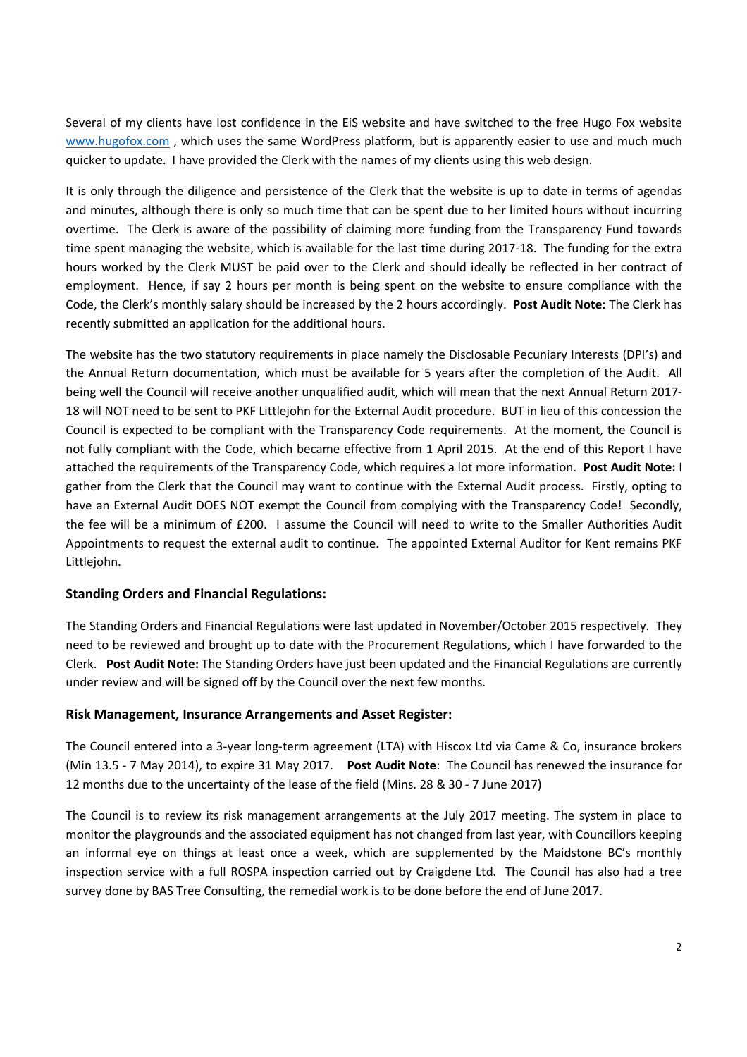Several of my clients have lost confidence in the EiS website and have switched to the free Hugo Fox website [www.hugofox.com](http://www.hugofox.com) , which uses the same WordPress platform, but is apparently easier to use and much much quicker to update. I have provided the Clerk with the names of my clients using this web design.

It is only through the diligence and persistence of the Clerk that the website is up to date in terms of agendas and minutes, although there is only so much time that can be spent due to her limited hours without incurring overtime. The Clerk is aware of the possibility of claiming more funding from the Transparency Fund towards time spent managing the website, which is available for the last time during 2017-18. The funding for the extra hours worked by the Clerk MUST be paid over to the Clerk and should ideally be reflected in her contract of employment. Hence, if say 2 hours per month is being spent on the website to ensure compliance with the Code, the Clerk's monthly salary should be increased by the 2 hours accordingly. **Post Audit Note:** The Clerk has recently submitted an application for the additional hours.

The website has the two statutory requirements in place namely the Disclosable Pecuniary Interests (DPI's) and the Annual Return documentation, which must be available for 5 years after the completion of the Audit. All being well the Council will receive another unqualified audit, which will mean that the next Annual Return 2017-18 will NOT need to be sent to PKF Littlejohn for the External Audit procedure. BUT in lieu of this concession the Council is expected to be compliant with the Transparency Code requirements. At the moment, the Council is not fully compliant with the Code, which became effective from 1 April 2015. At the end of this Report I have attached the requirements of the Transparency Code, which requires a lot more information. **Post Audit Note:** I gather from the Clerk that the Council may want to continue with the External Audit process. Firstly, opting to have an External Audit DOES NOT exempt the Council from complying with the Transparency Code! Secondly, the fee will be a minimum of £200. I assume the Council will need to write to the Smaller Authorities Audit Appointments to request the external audit to continue. The appointed External Auditor for Kent remains PKF Littlejohn.

### Standing Orders and Financial Regulations:

The Standing Orders and Financial Regulations were last updated in November/October 2015 respectively. They need to be reviewed and brought up to date with the Procurement Regulations, which I have forwarded to the Clerk. **Post Audit Note:** The Standing Orders have just been updated and the Financial Regulations are currently under review and will be signed off by the Council over the next few months.

### Risk Management, Insurance Arrangements and Asset Register:

The Council entered into a 3-year long-term agreement (LTA) with Hiscox Ltd via Came & Co, insurance brokers (Min 13.5 - 7 May 2014), to expire 31 May 2017. **Post Audit Note**: The Council has renewed the insurance for 12 months due to the uncertainty of the lease of the field (Mins. 28 & 30 - 7 June 2017)

The Council is to review its risk management arrangements at the July 2017 meeting. The system in place to monitor the playgrounds and the associated equipment has not changed from last year, with Councillors keeping an informal eye on things at least once a week, which are supplemented by the Maidstone BC's monthly inspection service with a full ROSPA inspection carried out by Craigdene Ltd. The Council has also had a tree survey done by BAS Tree Consulting, the remedial work is to be done before the end of June 2017.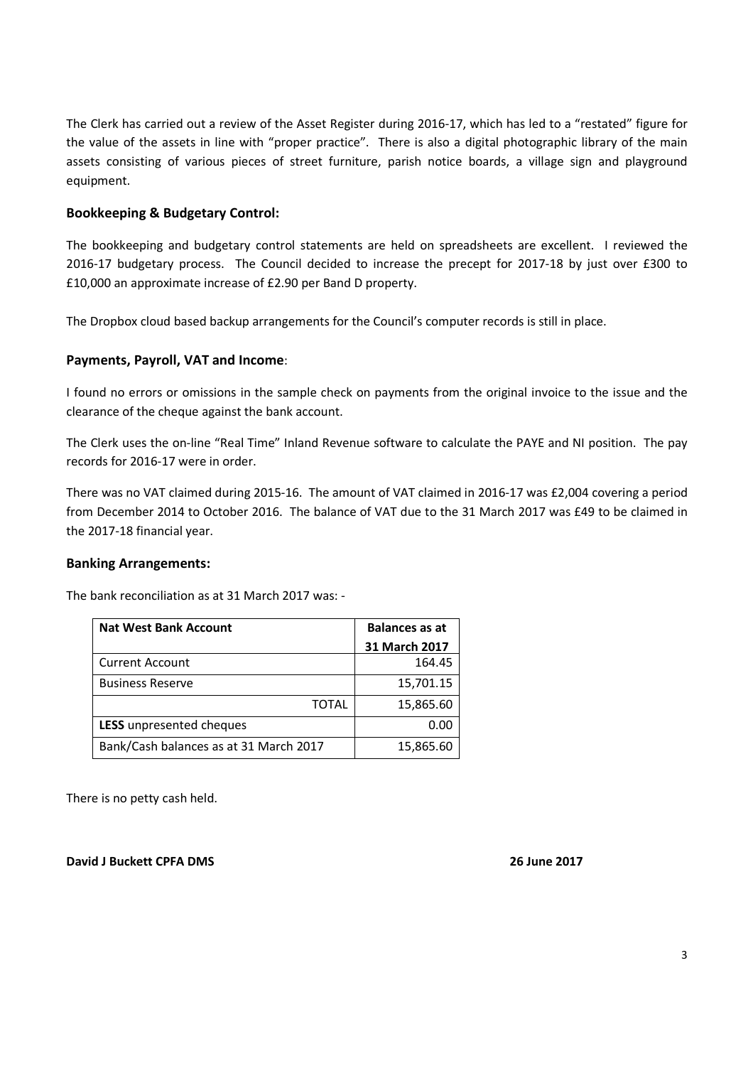The Clerk has carried out a review of the Asset Register during 2016-17, which has led to a "restated" figure for the value of the assets in line with "proper practice". There is also a digital photographic library of the main assets consisting of various pieces of street furniture, parish notice boards, a village sign and playground equipment.

### Bookkeeping & Budgetary Control:

The bookkeeping and budgetary control statements are held on spreadsheets are excellent. I reviewed the 2016-17 budgetary process. The Council decided to increase the precept for 2017-18 by just over £300 to £10,000 an approximate increase of £2.90 per Band D property.

The Dropbox cloud based backup arrangements for the Council's computer records is still in place.

### Payments, Payroll, VAT and Income:

I found no errors or omissions in the sample check on payments from the original invoice to the issue and the clearance of the cheque against the bank account.

The Clerk uses the on-line "Real Time" Inland Revenue software to calculate the PAYE and NI position. The pay records for 2016-17 were in order.

There was no VAT claimed during 2015-16. The amount of VAT claimed in 2016-17 was £2,004 covering a period from December 2014 to October 2016. The balance of VAT due to the 31 March 2017 was £49 to be claimed in the 2017-18 financial year.

### Banking Arrangements:

The bank reconciliation as at 31 March 2017 was: -

| **Nat West Bank Account** | **Balances as at 31 March 2017** |
|---|---|
| Current Account | 164.45 |
| Business Reserve | 15,701.15 |
| TOTAL | 15,865.60 |
| **LESS** unpresented cheques | 0.00 |
| Bank/Cash balances as at 31 March 2017 | 15,865.60 |

There is no petty cash held.

**David J Buckett CPFA DMS** **26 June 2017**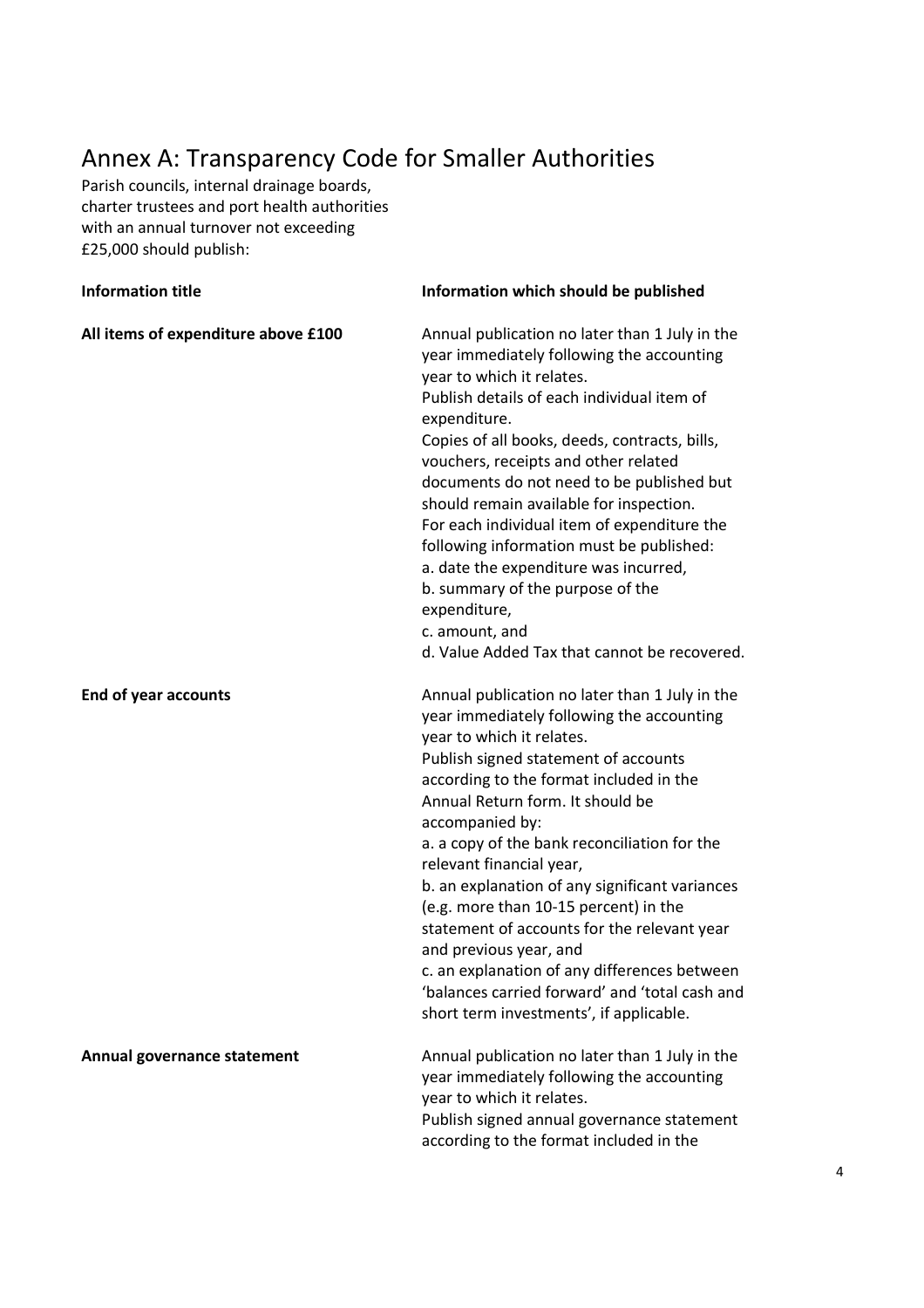# Annex A: Transparency Code for Smaller Authorities

Parish councils, internal drainage boards, charter trustees and port health authorities with an annual turnover not exceeding £25,000 should publish:

| Information title | Information which should be published |
|---|---|
| **All items of expenditure above £100** | Annual publication no later than 1 July in the year immediately following the accounting year to which it relates.<br>Publish details of each individual item of expenditure.<br>Copies of all books, deeds, contracts, bills, vouchers, receipts and other related documents do not need to be published but should remain available for inspection.<br>For each individual item of expenditure the following information must be published:<br>a. date the expenditure was incurred,<br>b. summary of the purpose of the expenditure,<br>c. amount, and<br>d. Value Added Tax that cannot be recovered. |
| **End of year accounts** | Annual publication no later than 1 July in the year immediately following the accounting year to which it relates.<br>Publish signed statement of accounts according to the format included in the Annual Return form. It should be accompanied by:<br>a. a copy of the bank reconciliation for the relevant financial year,<br>b. an explanation of any significant variances (e.g. more than 10-15 percent) in the statement of accounts for the relevant year and previous year, and<br>c. an explanation of any differences between 'balances carried forward' and 'total cash and short term investments', if applicable. |
| **Annual governance statement** | Annual publication no later than 1 July in the year immediately following the accounting year to which it relates.<br>Publish signed annual governance statement according to the format included in the |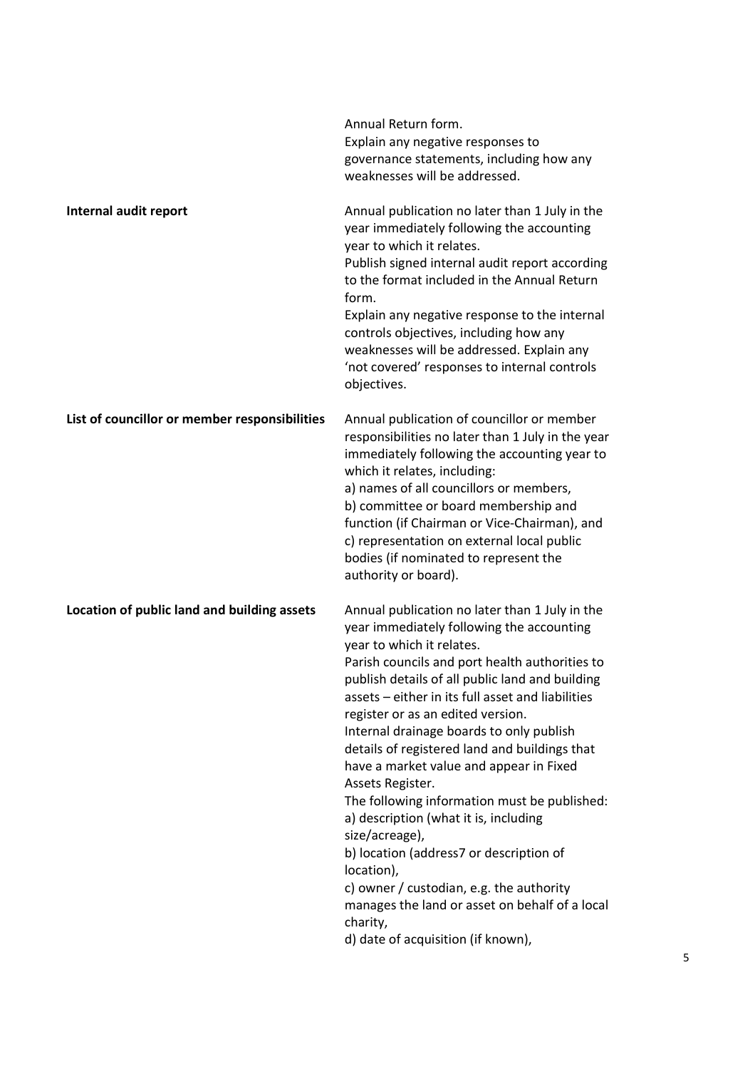| | |
|---|---|
| | Annual Return form.<br>Explain any negative responses to governance statements, including how any weaknesses will be addressed. |
| **Internal audit report** | Annual publication no later than 1 July in the year immediately following the accounting year to which it relates.<br>Publish signed internal audit report according to the format included in the Annual Return form.<br>Explain any negative response to the internal controls objectives, including how any weaknesses will be addressed. Explain any 'not covered' responses to internal controls objectives. |
| **List of councillor or member responsibilities** | Annual publication of councillor or member responsibilities no later than 1 July in the year immediately following the accounting year to which it relates, including:<br>a) names of all councillors or members,<br>b) committee or board membership and function (if Chairman or Vice-Chairman), and<br>c) representation on external local public bodies (if nominated to represent the authority or board). |
| **Location of public land and building assets** | Annual publication no later than 1 July in the year immediately following the accounting year to which it relates.<br>Parish councils and port health authorities to publish details of all public land and building assets – either in its full asset and liabilities register or as an edited version.<br>Internal drainage boards to only publish details of registered land and buildings that have a market value and appear in Fixed Assets Register.<br>The following information must be published:<br>a) description (what it is, including size/acreage),<br>b) location (address7 or description of location),<br>c) owner / custodian, e.g. the authority manages the land or asset on behalf of a local charity,<br>d) date of acquisition (if known), |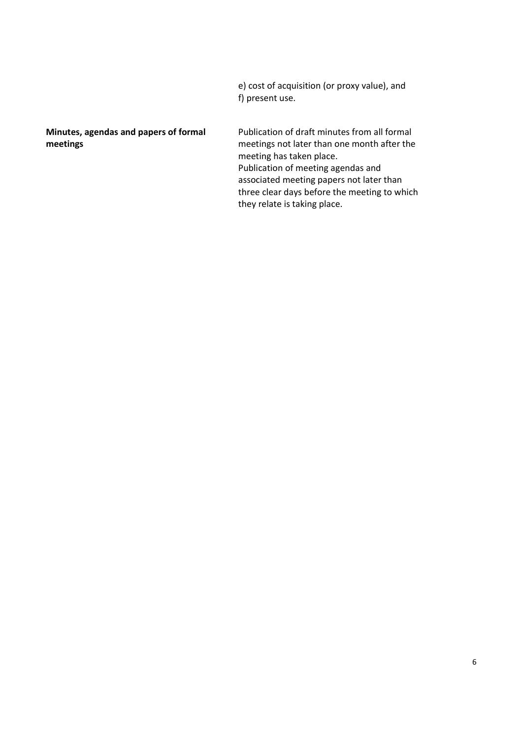| | |
|---|---|
| | e) cost of acquisition (or proxy value), and<br>f) present use. |
| **Minutes, agendas and papers of formal meetings** | Publication of draft minutes from all formal meetings not later than one month after the meeting has taken place.<br>Publication of meeting agendas and associated meeting papers not later than three clear days before the meeting to which they relate is taking place. |